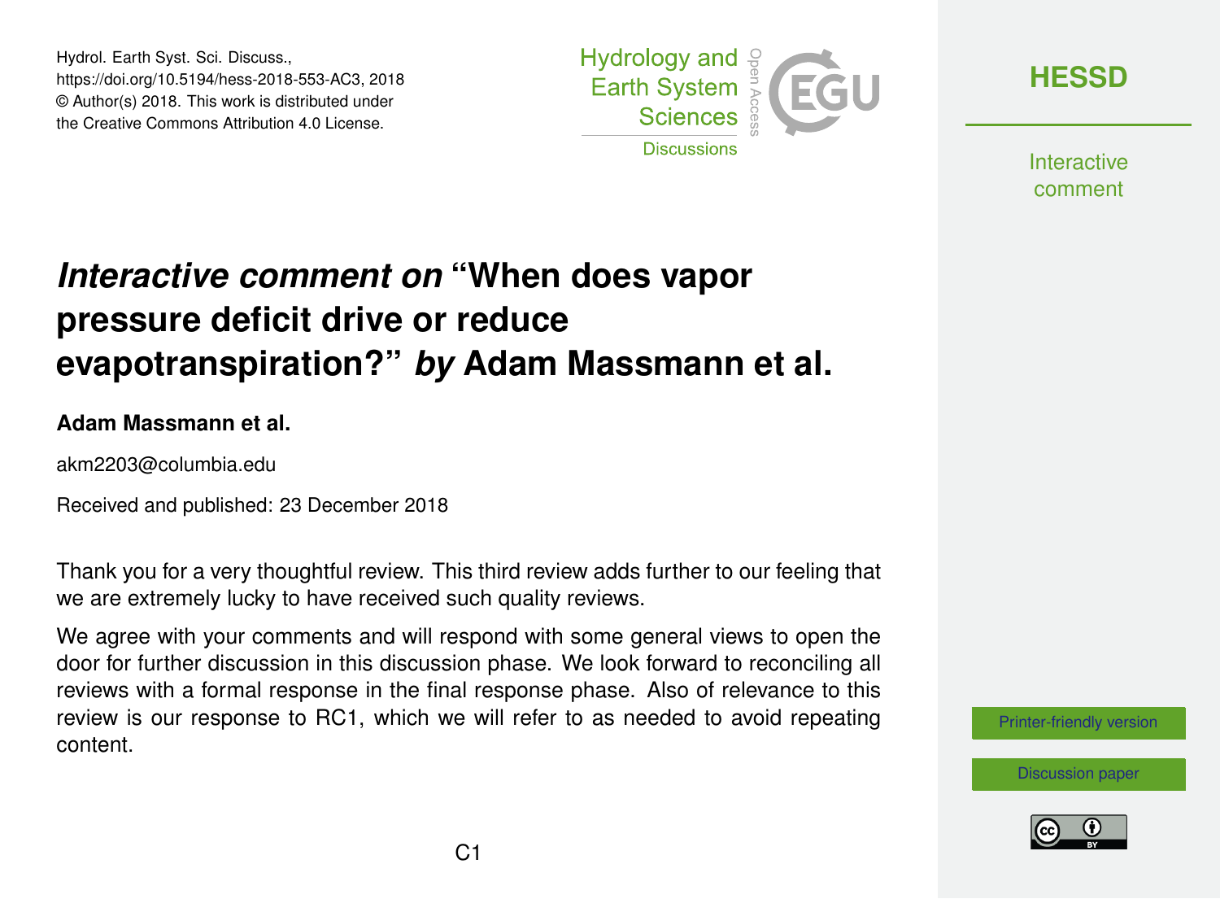Hydrol. Earth Syst. Sci. Discuss.,
https://doi.org/10.5194/hess-2018-553-AC3, 2018
© Author(s) 2018. This work is distributed under
the Creative Commons Attribution 4.0 License.

# *Interactive comment on* "When does vapor pressure deficit drive or reduce evapotranspiration?" *by* Adam Massmann et al.

**Adam Massmann et al.**

akm2203@columbia.edu

Received and published: 23 December 2018

Thank you for a very thoughtful review. This third review adds further to our feeling that we are extremely lucky to have received such quality reviews.

We agree with your comments and will respond with some general views to open the door for further discussion in this discussion phase. We look forward to reconciling all reviews with a formal response in the final response phase. Also of relevance to this review is our response to RC1, which we will refer to as needed to avoid repeating content.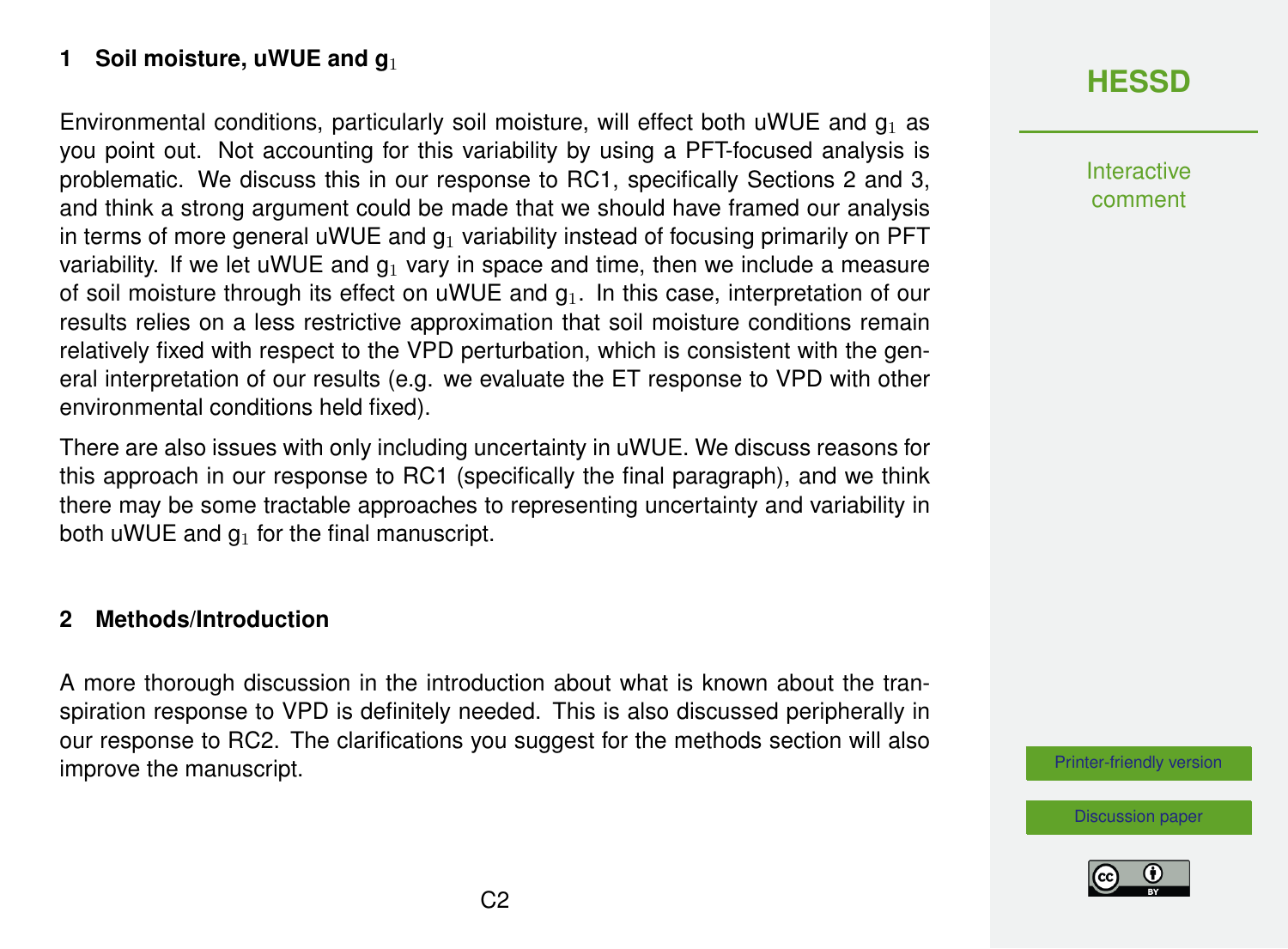## 1 Soil moisture, uWUE and $g_1$

Environmental conditions, particularly soil moisture, will effect both uWUE and $g_1$ as you point out. Not accounting for this variability by using a PFT-focused analysis is problematic. We discuss this in our response to RC1, specifically Sections 2 and 3, and think a strong argument could be made that we should have framed our analysis in terms of more general uWUE and $g_1$ variability instead of focusing primarily on PFT variability. If we let uWUE and $g_1$ vary in space and time, then we include a measure of soil moisture through its effect on uWUE and $g_1$. In this case, interpretation of our results relies on a less restrictive approximation that soil moisture conditions remain relatively fixed with respect to the VPD perturbation, which is consistent with the general interpretation of our results (e.g. we evaluate the ET response to VPD with other environmental conditions held fixed).

There are also issues with only including uncertainty in uWUE. We discuss reasons for this approach in our response to RC1 (specifically the final paragraph), and we think there may be some tractable approaches to representing uncertainty and variability in both uWUE and $g_1$ for the final manuscript.

## 2 Methods/Introduction

A more thorough discussion in the introduction about what is known about the transpiration response to VPD is definitely needed. This is also discussed peripherally in our response to RC2. The clarifications you suggest for the methods section will also improve the manuscript.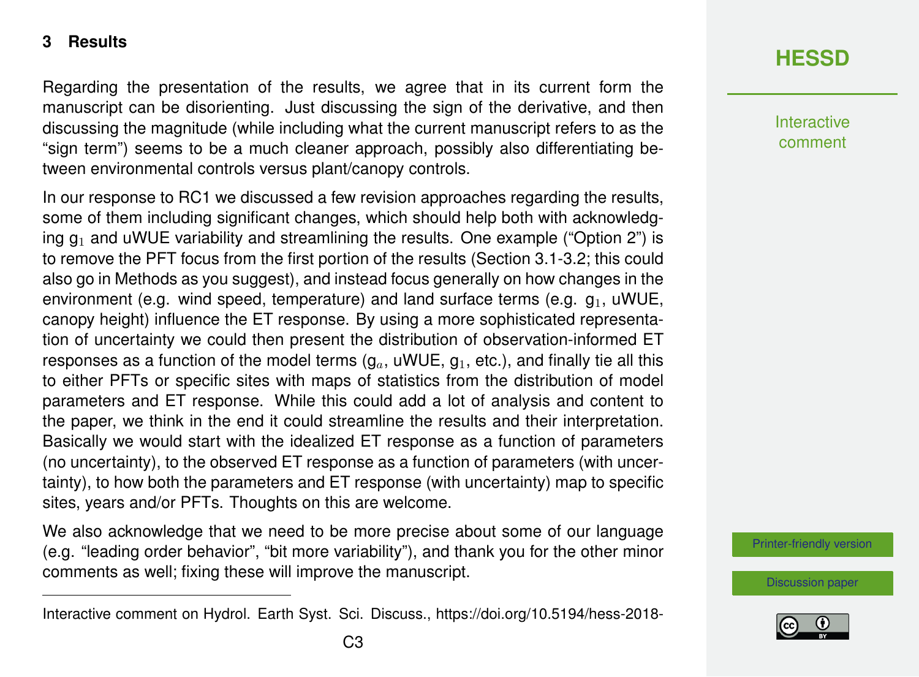## 3 Results

Regarding the presentation of the results, we agree that in its current form the manuscript can be disorienting. Just discussing the sign of the derivative, and then discussing the magnitude (while including what the current manuscript refers to as the "sign term") seems to be a much cleaner approach, possibly also differentiating between environmental controls versus plant/canopy controls.

In our response to RC1 we discussed a few revision approaches regarding the results, some of them including significant changes, which should help both with acknowledging $g_1$ and uWUE variability and streamlining the results. One example ("Option 2") is to remove the PFT focus from the first portion of the results (Section 3.1-3.2; this could also go in Methods as you suggest), and instead focus generally on how changes in the environment (e.g. wind speed, temperature) and land surface terms (e.g. $g_1$, uWUE, canopy height) influence the ET response. By using a more sophisticated representation of uncertainty we could then present the distribution of observation-informed ET responses as a function of the model terms ($g_a$, uWUE, $g_1$, etc.), and finally tie all this to either PFTs or specific sites with maps of statistics from the distribution of model parameters and ET response. While this could add a lot of analysis and content to the paper, we think in the end it could streamline the results and their interpretation. Basically we would start with the idealized ET response as a function of parameters (no uncertainty), to the observed ET response as a function of parameters (with uncertainty), to how both the parameters and ET response (with uncertainty) map to specific sites, years and/or PFTs. Thoughts on this are welcome.

We also acknowledge that we need to be more precise about some of our language (e.g. "leading order behavior", "bit more variability"), and thank you for the other minor comments as well; fixing these will improve the manuscript.

---

Interactive comment on Hydrol. Earth Syst. Sci. Discuss., https://doi.org/10.5194/hess-2018-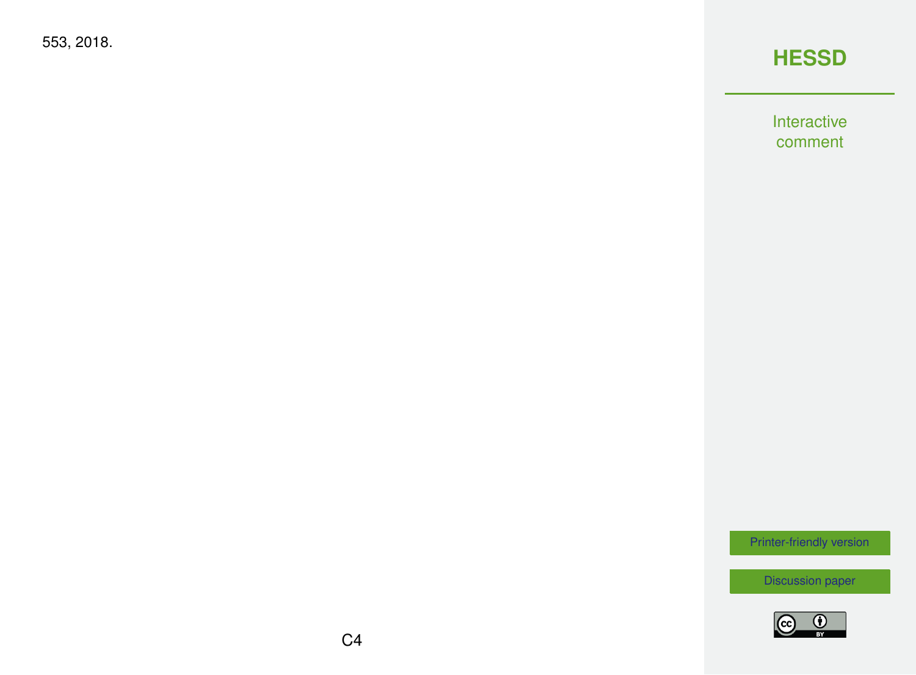553, 2018.